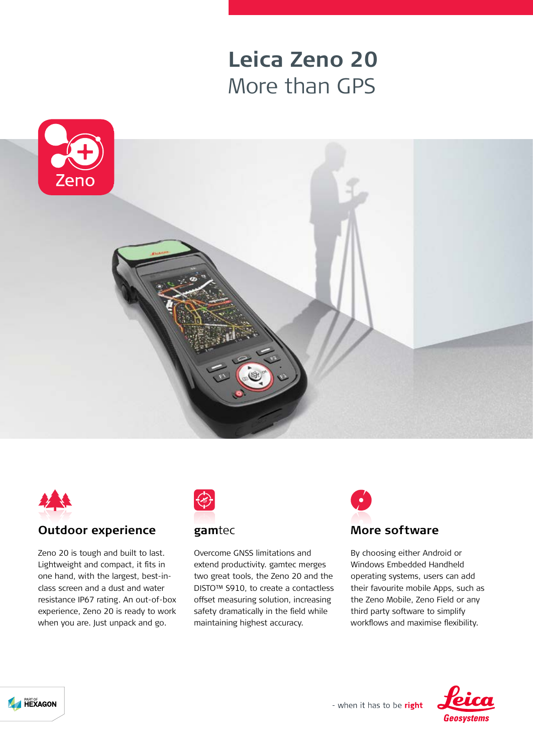# Leica Zeno 20
## More than GPS

Zeno

### Outdoor experience

Zeno 20 is tough and built to last. Lightweight and compact, it fits in one hand, with the largest, best-in-class screen and a dust and water resistance IP67 rating. An out-of-box experience, Zeno 20 is ready to work when you are. Just unpack and go.

### gamtec

Overcome GNSS limitations and extend productivity. gamtec merges two great tools, the Zeno 20 and the DISTO™ S910, to create a contactless offset measuring solution, increasing safety dramatically in the field while maintaining highest accuracy.

### More software

By choosing either Android or Windows Embedded Handheld operating systems, users can add their favourite mobile Apps, such as the Zeno Mobile, Zeno Field or any third party software to simplify workflows and maximise flexibility.

PART OF HEXAGON

- when it has to be **right**

Leica Geosystems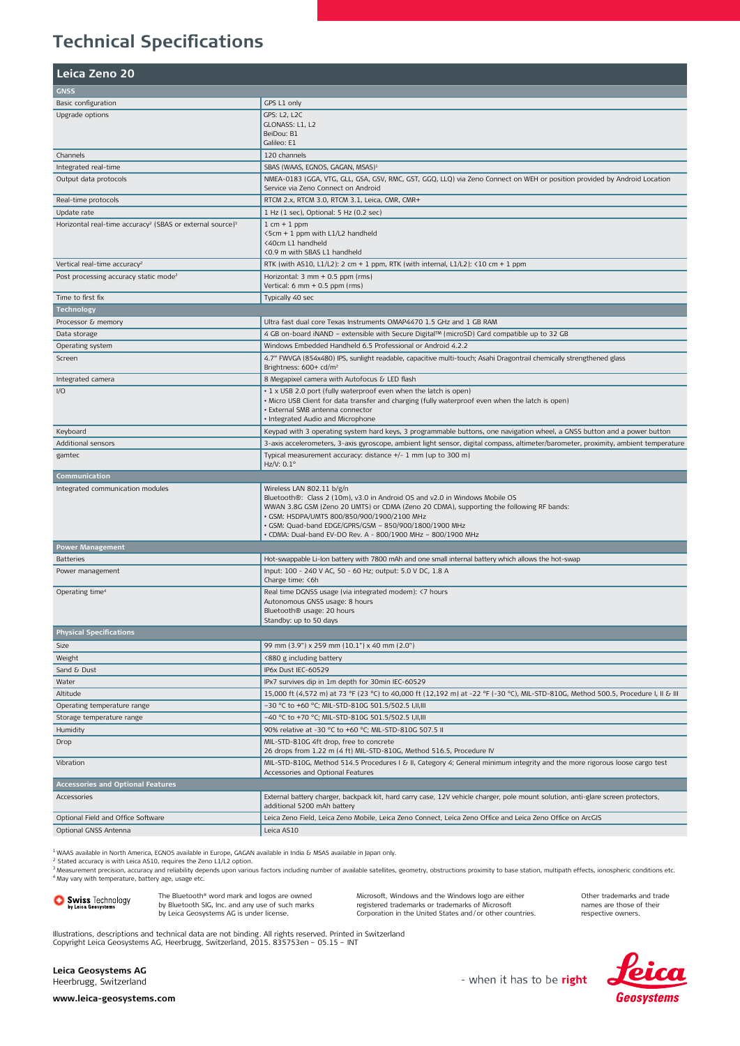# Technical Specifications

## Leica Zeno 20

| | |
|---|---|
| **GNSS** | |
| Basic configuration | GPS L1 only |
| Upgrade options | GPS: L2, L2C<br>GLONASS: L1, L2<br>BeiDou: B1<br>Galileo: E1 |
| Channels | 120 channels |
| Integrated real-time | SBAS (WAAS, EGNOS, GAGAN, MSAS)[1] |
| Output data protocols | NMEA-0183 (GGA, VTG, GLL, GSA, GSV, RMC, GST, GGQ, LLQ) via Zeno Connect on WEH or position provided by Android Location Service via Zeno Connect on Android |
| Real-time protocols | RTCM 2.x, RTCM 3.0, RTCM 3.1, Leica, CMR, CMR+ |
| Update rate | 1 Hz (1 sec), Optional: 5 Hz (0.2 sec) |
| Horizontal real-time accuracy[2] (SBAS or external source)[3] | 1 cm + 1 ppm<br><5cm + 1 ppm with L1/L2 handheld<br><40cm L1 handheld<br><0.9 m with SBAS L1 handheld |
| Vertical real-time accuracy[2] | RTK (with AS10, L1/L2): 2 cm + 1 ppm, RTK (with internal, L1/L2): <10 cm + 1 ppm |
| Post processing accuracy static mode[2] | Horizontal: 3 mm + 0.5 ppm (rms)<br>Vertical: 6 mm + 0.5 ppm (rms) |
| Time to first fix | Typically 40 sec |
| **Technology** | |
| Processor & memory | Ultra fast dual core Texas Instruments OMAP4470 1.5 GHz and 1 GB RAM |
| Data storage | 4 GB on-board iNAND – extensible with Secure Digital™ (microSD) Card compatible up to 32 GB |
| Operating system | Windows Embedded Handheld 6.5 Professional or Android 4.2.2 |
| Screen | 4.7" FWVGA (854x480) IPS, sunlight readable, capacitive multi-touch; Asahi Dragontrail chemically strengthened glass<br>Brightness: 600+ cd/m² |
| Integrated camera | 8 Megapixel camera with Autofocus & LED flash |
| I/O | • 1 x USB 2.0 port (fully waterproof even when the latch is open)<br>• Micro USB Client for data transfer and charging (fully waterproof even when the latch is open)<br>• External SMB antenna connector<br>• Integrated Audio and Microphone |
| Keyboard | Keypad with 3 operating system hard keys, 3 programmable buttons, one navigation wheel, a GNSS button and a power button |
| Additional sensors | 3-axis accelerometers, 3-axis gyroscope, ambient light sensor, digital compass, altimeter/barometer, proximity, ambient temperature |
| gamtec | Typical measurement accuracy: distance +/- 1 mm (up to 300 m)<br>Hz/V: 0.1° |
| **Communication** | |
| Integrated communication modules | Wireless LAN 802.11 b/g/n<br>Bluetooth®: Class 2 (10m), v3.0 in Android OS and v2.0 in Windows Mobile OS<br>WWAN 3.8G GSM (Zeno 20 UMTS) or CDMA (Zeno 20 CDMA), supporting the following RF bands:<br>• GSM: HSDPA/UMTS 800/850/900/1900/2100 MHz<br>• GSM: Quad-band EDGE/GPRS/GSM – 850/900/1800/1900 MHz<br>• CDMA: Dual-band EV-DO Rev. A - 800/1900 MHz – 800/1900 MHz |
| **Power Management** | |
| Batteries | Hot-swappable Li-Ion battery with 7800 mAh and one small internal battery which allows the hot-swap |
| Power management | Input: 100 - 240 V AC, 50 - 60 Hz; output: 5.0 V DC, 1.8 A<br>Charge time: <6h |
| Operating time[4] | Real time DGNSS usage (via integrated modem): <7 hours<br>Autonomous GNSS usage: 8 hours<br>Bluetooth® usage: 20 hours<br>Standby: up to 50 days |
| **Physical Specifications** | |
| Size | 99 mm (3.9") x 259 mm (10.1") x 40 mm (2.0") |
| Weight | <880 g including battery |
| Sand & Dust | IP6x Dust IEC-60529 |
| Water | IPx7 survives dip in 1m depth for 30min IEC-60529 |
| Altitude | 15,000 ft (4,572 m) at 73 °F (23 °C) to 40,000 ft (12,192 m) at -22 °F (-30 °C), MIL-STD-810G, Method 500.5, Procedure I, II & III |
| Operating temperature range | –30 °C to +60 °C; MIL-STD-810G 501.5/502.5 I,II,III |
| Storage temperature range | –40 °C to +70 °C; MIL-STD-810G 501.5/502.5 I,II,III |
| Humidity | 90% relative at -30 °C to +60 °C; MIL-STD-810G 507.5 II |
| Drop | MIL-STD-810G 4ft drop, free to concrete<br>26 drops from 1.22 m (4 ft) MIL-STD-810G, Method 516.5, Procedure IV |
| Vibration | MIL-STD-810G, Method 514.5 Procedures I & II, Category 4; General minimum integrity and the more rigorous loose cargo test<br>Accessories and Optional Features |
| **Accessories and Optional Features** | |
| Accessories | External battery charger, backpack kit, hard carry case, 12V vehicle charger, pole mount solution, anti-glare screen protectors, additional 5200 mAh battery |
| Optional Field and Office Software | Leica Zeno Field, Leica Zeno Mobile, Leica Zeno Connect, Leica Zeno Office and Leica Zeno Office on ArcGIS |
| Optional GNSS Antenna | Leica AS10 |

[1] WAAS available in North America, EGNOS available in Europe, GAGAN available in India & MSAS available in Japan only.
[2] Stated accuracy is with Leica AS10, requires the Zeno L1/L2 option.
[3] Measurement precision, accuracy and reliability depends upon various factors including number of available satellites, geometry, obstructions proximity to base station, multipath effects, ionospheric conditions etc.
[4] May vary with temperature, battery age, usage etc.

Swiss Technology by Leica Geosystems

The Bluetooth® word mark and logos are owned by Bluetooth SIG, Inc. and any use of such marks by Leica Geosystems AG is under license.

Microsoft, Windows and the Windows logo are either registered trademarks or trademarks of Microsoft Corporation in the United States and/or other countries.

Other trademarks and trade names are those of their respective owners.

Illustrations, descriptions and technical data are not binding. All rights reserved. Printed in Switzerland
Copyright Leica Geosystems AG, Heerbrugg, Switzerland, 2015. 835753en – 05.15 – INT

**Leica Geosystems AG**
Heerbrugg, Switzerland

**www.leica-geosystems.com**

- when it has to be **right**

Leica Geosystems